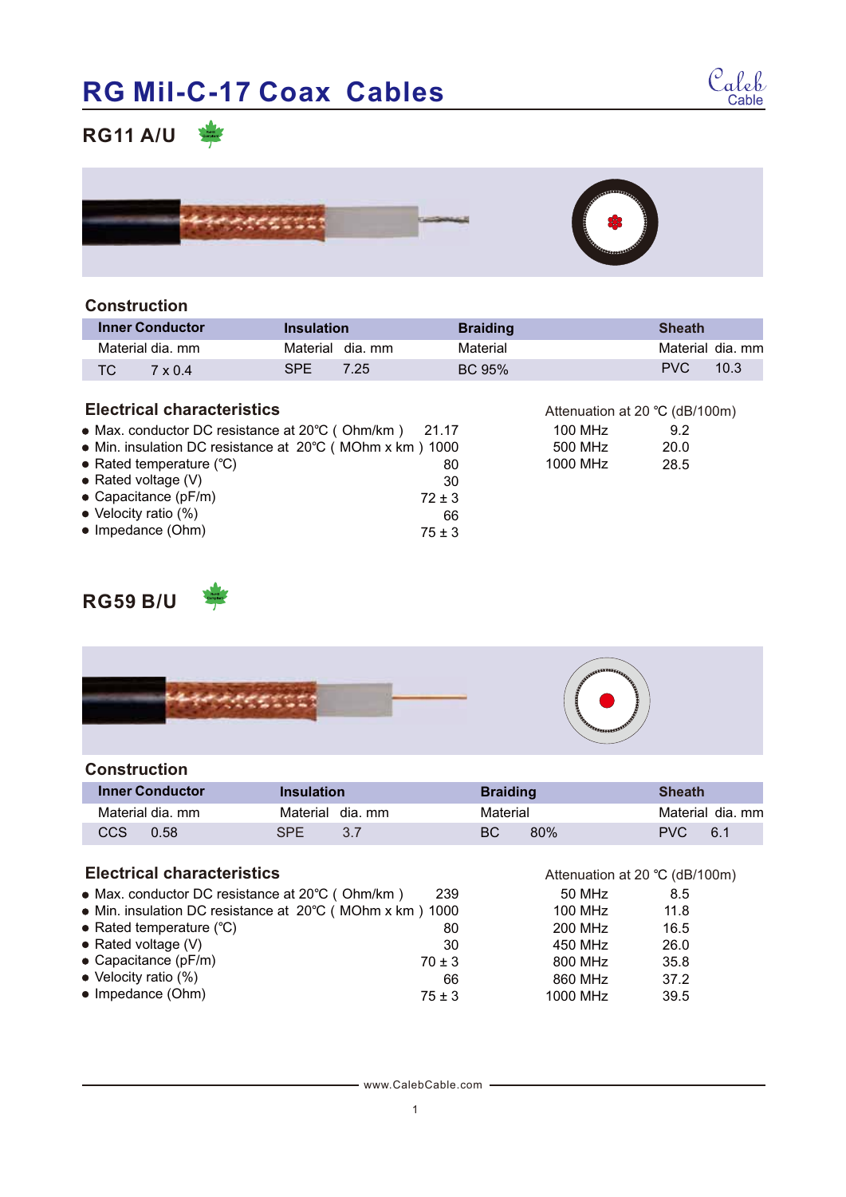# RG Mil-C-17 Coax Cables

## RG11 A/U

### Construction

| Inner Conductor | | Insulation | | Braiding | Sheath | |
|---|---|---|---|---|---|---|
| Material | dia. mm | Material | dia. mm | Material | Material | dia. mm |
| TC | 7 x 0.4 | SPE | 7.25 | BC 95% | PVC | 10.3 |

### Electrical characteristics

- Max. conductor DC resistance at 20℃ ( Ohm/km ) 21.17
- Min. insulation DC resistance at 20℃ ( MOhm x km ) 1000
- Rated temperature (℃) 80
- Rated voltage (V) 30
- Capacitance (pF/m) 72 ± 3
- Velocity ratio (%) 66
- Impedance (Ohm) 75 ± 3

Attenuation at 20 ℃ (dB/100m)

| Frequency | Attenuation |
|---|---|
| 100 MHz | 9.2 |
| 500 MHz | 20.0 |
| 1000 MHz | 28.5 |

## RG59 B/U

### Construction

| Inner Conductor | | Insulation | | Braiding | | Sheath | |
|---|---|---|---|---|---|---|---|
| Material | dia. mm | Material | dia. mm | Material | | Material | dia. mm |
| CCS | 0.58 | SPE | 3.7 | BC | 80% | PVC | 6.1 |

### Electrical characteristics

- Max. conductor DC resistance at 20℃ ( Ohm/km ) 239
- Min. insulation DC resistance at 20℃ ( MOhm x km ) 1000
- Rated temperature (℃) 80
- Rated voltage (V) 30
- Capacitance (pF/m) 70 ± 3
- Velocity ratio (%) 66
- Impedance (Ohm) 75 ± 3

Attenuation at 20 ℃ (dB/100m)

| Frequency | Attenuation |
|---|---|
| 50 MHz | 8.5 |
| 100 MHz | 11.8 |
| 200 MHz | 16.5 |
| 450 MHz | 26.0 |
| 800 MHz | 35.8 |
| 860 MHz | 37.2 |
| 1000 MHz | 39.5 |

www.CalebCable.com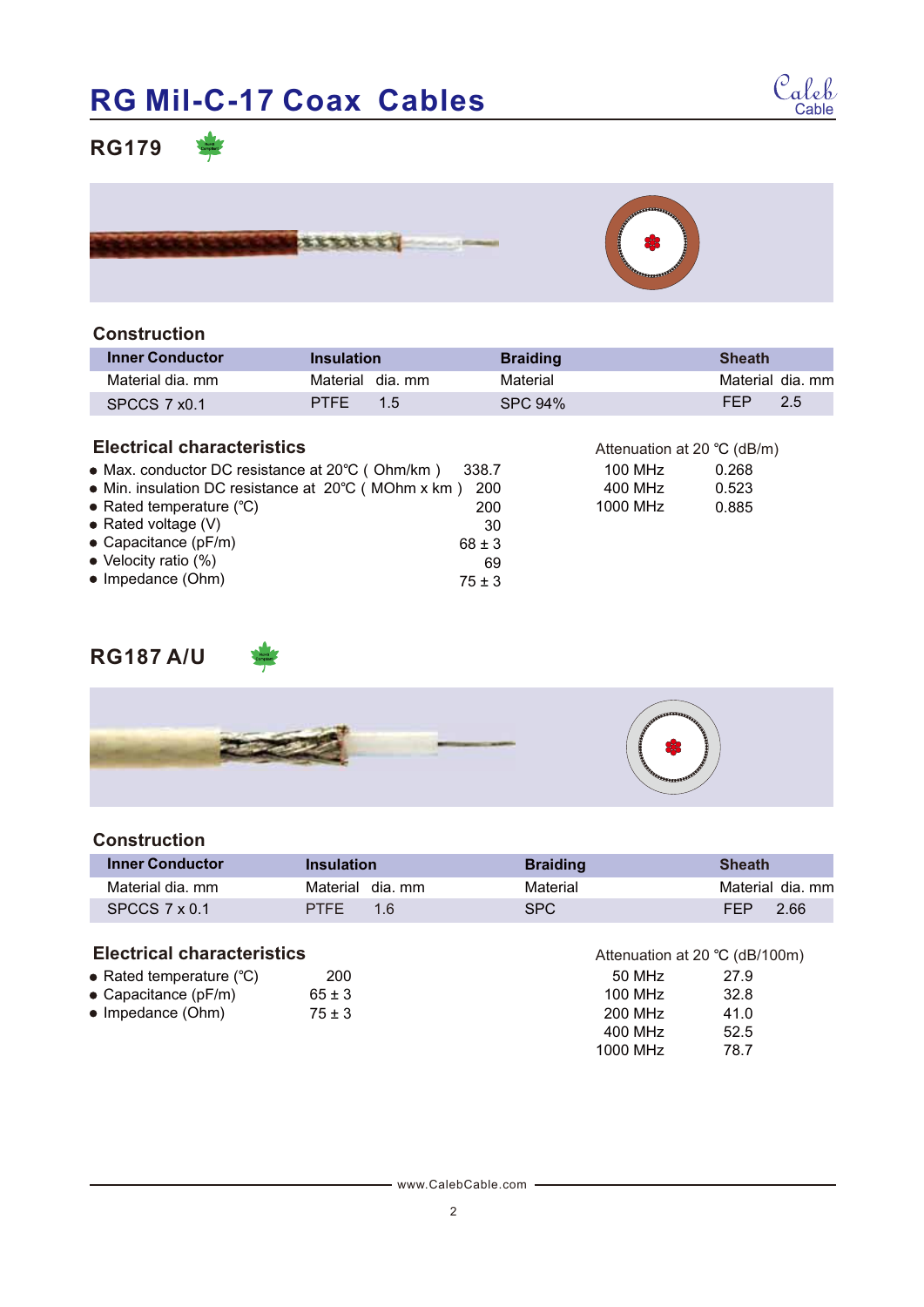# RG Mil-C-17 Coax Cables

## RG179

### Construction

| Inner Conductor | Insulation | | Braiding | Sheath | |
|---|---|---|---|---|---|
| Material dia. mm | Material | dia. mm | Material | Material | dia. mm |
| SPCCS 7 x0.1 | PTFE | 1.5 | SPC 94% | FEP | 2.5 |

### Electrical characteristics

- Max. conductor DC resistance at 20℃ ( Ohm/km ) 338.7
- Min. insulation DC resistance at 20℃ ( MOhm x km ) 200
- Rated temperature (℃) 200
- Rated voltage (V) 30
- Capacitance (pF/m) 68 ± 3
- Velocity ratio (%) 69
- Impedance (Ohm) 75 ± 3

Attenuation at 20 ℃ (dB/m)

| Frequency | Attenuation |
|---|---|
| 100 MHz | 0.268 |
| 400 MHz | 0.523 |
| 1000 MHz | 0.885 |

## RG187 A/U

### Construction

| Inner Conductor | Insulation | | Braiding | Sheath | |
|---|---|---|---|---|---|
| Material dia. mm | Material | dia. mm | Material | Material | dia. mm |
| SPCCS 7 x 0.1 | PTFE | 1.6 | SPC | FEP | 2.66 |

### Electrical characteristics

- Rated temperature (℃) 200
- Capacitance (pF/m) 65 ± 3
- Impedance (Ohm) 75 ± 3

Attenuation at 20 ℃ (dB/100m)

| Frequency | Attenuation |
|---|---|
| 50 MHz | 27.9 |
| 100 MHz | 32.8 |
| 200 MHz | 41.0 |
| 400 MHz | 52.5 |
| 1000 MHz | 78.7 |

www.CalebCable.com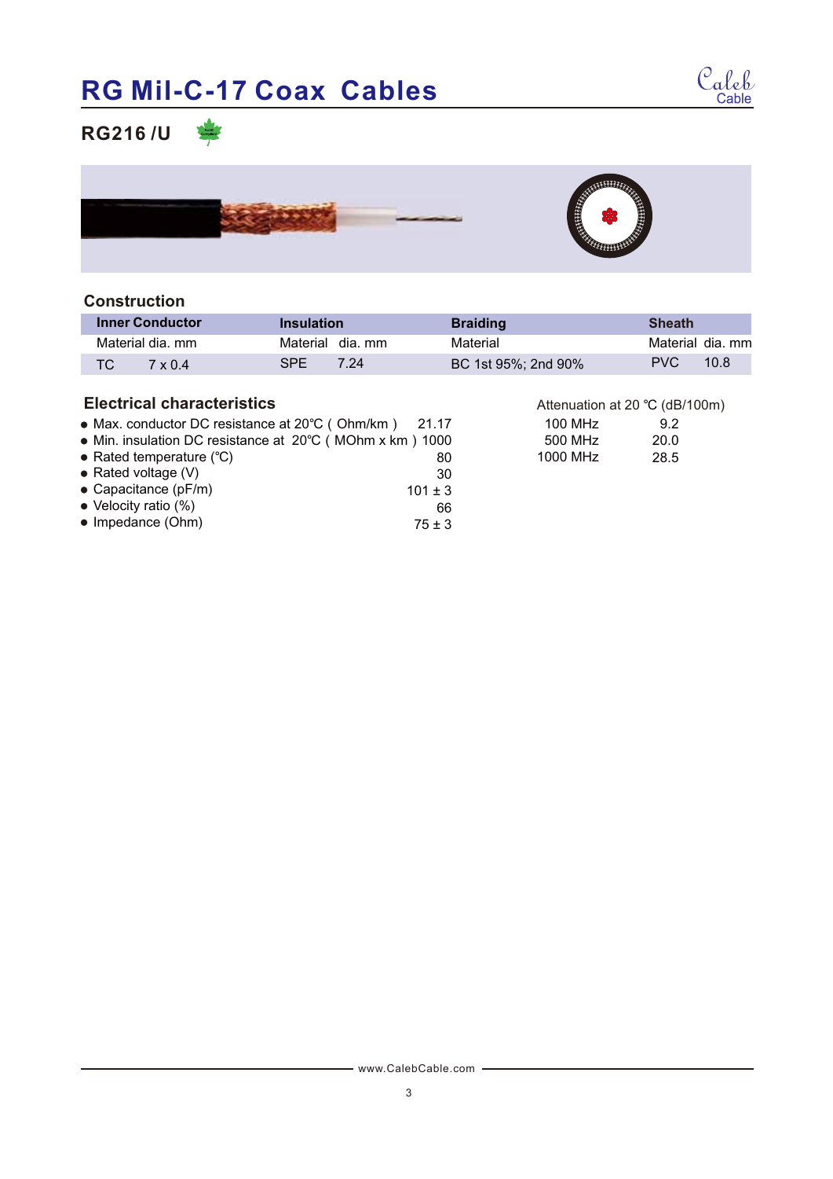# RG Mil-C-17 Coax Cables

## RG216 /U

### Construction

| Inner Conductor | | Insulation | | Braiding | Sheath | |
|---|---|---|---|---|---|---|
| Material | dia. mm | Material | dia. mm | Material | Material | dia. mm |
| TC | 7 x 0.4 | SPE | 7.24 | BC 1st 95%; 2nd 90% | PVC | 10.8 |

### Electrical characteristics

| | |
|---|---|
| Max. conductor DC resistance at 20℃ ( Ohm/km ) | 21.17 |
| Min. insulation DC resistance at 20℃ ( MOhm x km ) | 1000 |
| Rated temperature (℃) | 80 |
| Rated voltage (V) | 30 |
| Capacitance (pF/m) | 101 ± 3 |
| Velocity ratio (%) | 66 |
| Impedance (Ohm) | 75 ± 3 |

Attenuation at 20 ℃ (dB/100m)

| | |
|---|---|
| 100 MHz | 9.2 |
| 500 MHz | 20.0 |
| 1000 MHz | 28.5 |

www.CalebCable.com